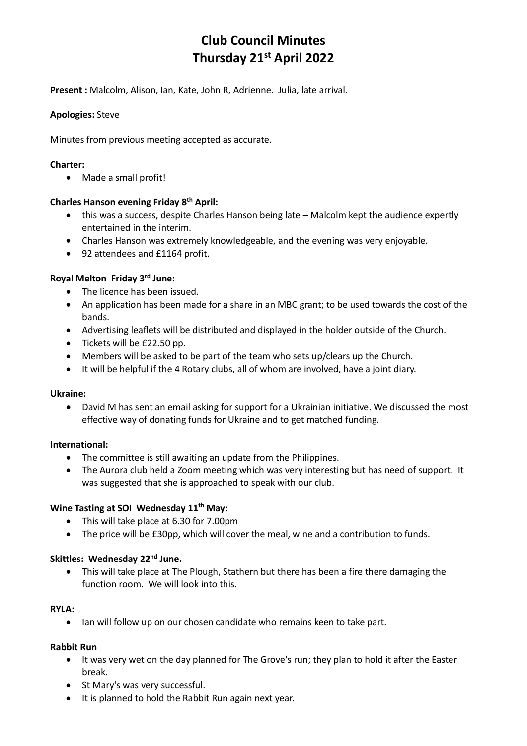# Club Council Minutes
# Thursday 21st April 2022

**Present :** Malcolm, Alison, Ian, Kate, John R, Adrienne. Julia, late arrival.

**Apologies:** Steve

Minutes from previous meeting accepted as accurate.

**Charter:**

- Made a small profit!

**Charles Hanson evening Friday 8th April:**

- this was a success, despite Charles Hanson being late – Malcolm kept the audience expertly entertained in the interim.
- Charles Hanson was extremely knowledgeable, and the evening was very enjoyable.
- 92 attendees and £1164 profit.

**Royal Melton Friday 3rd June:**

- The licence has been issued.
- An application has been made for a share in an MBC grant; to be used towards the cost of the bands.
- Advertising leaflets will be distributed and displayed in the holder outside of the Church.
- Tickets will be £22.50 pp.
- Members will be asked to be part of the team who sets up/clears up the Church.
- It will be helpful if the 4 Rotary clubs, all of whom are involved, have a joint diary.

**Ukraine:**

- David M has sent an email asking for support for a Ukrainian initiative. We discussed the most effective way of donating funds for Ukraine and to get matched funding.

**International:**

- The committee is still awaiting an update from the Philippines.
- The Aurora club held a Zoom meeting which was very interesting but has need of support. It was suggested that she is approached to speak with our club.

**Wine Tasting at SOI Wednesday 11th May:**

- This will take place at 6.30 for 7.00pm
- The price will be £30pp, which will cover the meal, wine and a contribution to funds.

**Skittles: Wednesday 22nd June.**

- This will take place at The Plough, Stathern but there has been a fire there damaging the function room. We will look into this.

**RYLA:**

- Ian will follow up on our chosen candidate who remains keen to take part.

**Rabbit Run**

- It was very wet on the day planned for The Grove's run; they plan to hold it after the Easter break.
- St Mary's was very successful.
- It is planned to hold the Rabbit Run again next year.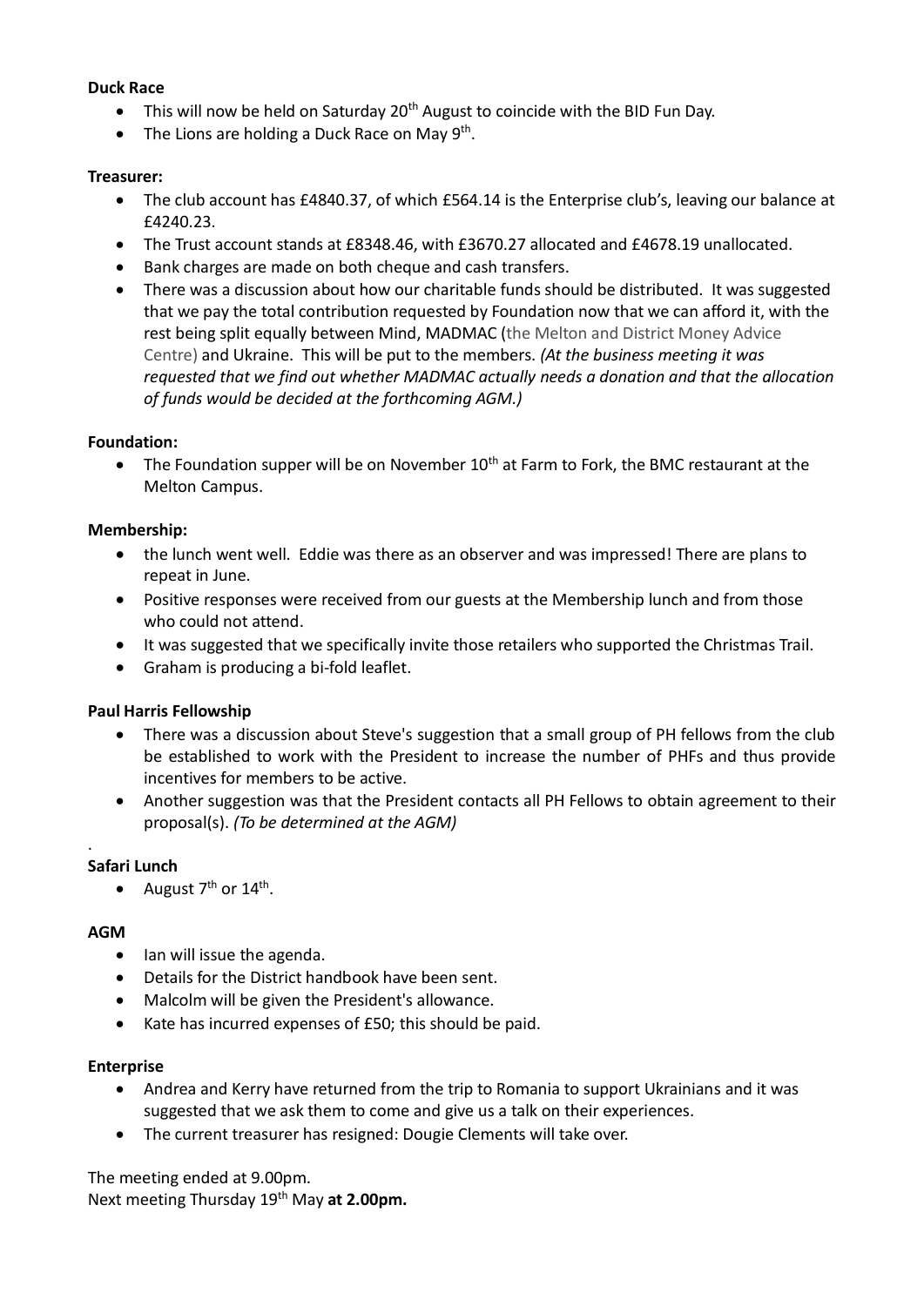**Duck Race**

- This will now be held on Saturday 20th August to coincide with the BID Fun Day.
- The Lions are holding a Duck Race on May 9th.

**Treasurer:**

- The club account has £4840.37, of which £564.14 is the Enterprise club's, leaving our balance at £4240.23.
- The Trust account stands at £8348.46, with £3670.27 allocated and £4678.19 unallocated.
- Bank charges are made on both cheque and cash transfers.
- There was a discussion about how our charitable funds should be distributed. It was suggested that we pay the total contribution requested by Foundation now that we can afford it, with the rest being split equally between Mind, MADMAC (the Melton and District Money Advice Centre) and Ukraine. This will be put to the members. *(At the business meeting it was requested that we find out whether MADMAC actually needs a donation and that the allocation of funds would be decided at the forthcoming AGM.)*

**Foundation:**

- The Foundation supper will be on November 10th at Farm to Fork, the BMC restaurant at the Melton Campus.

**Membership:**

- the lunch went well. Eddie was there as an observer and was impressed! There are plans to repeat in June.
- Positive responses were received from our guests at the Membership lunch and from those who could not attend.
- It was suggested that we specifically invite those retailers who supported the Christmas Trail.
- Graham is producing a bi-fold leaflet.

**Paul Harris Fellowship**

- There was a discussion about Steve's suggestion that a small group of PH fellows from the club be established to work with the President to increase the number of PHFs and thus provide incentives for members to be active.
- Another suggestion was that the President contacts all PH Fellows to obtain agreement to their proposal(s). *(To be determined at the AGM)*

.

**Safari Lunch**

- August 7th or 14th.

**AGM**

- Ian will issue the agenda.
- Details for the District handbook have been sent.
- Malcolm will be given the President's allowance.
- Kate has incurred expenses of £50; this should be paid.

**Enterprise**

- Andrea and Kerry have returned from the trip to Romania to support Ukrainians and it was suggested that we ask them to come and give us a talk on their experiences.
- The current treasurer has resigned: Dougie Clements will take over.

The meeting ended at 9.00pm.
Next meeting Thursday 19th May **at 2.00pm.**